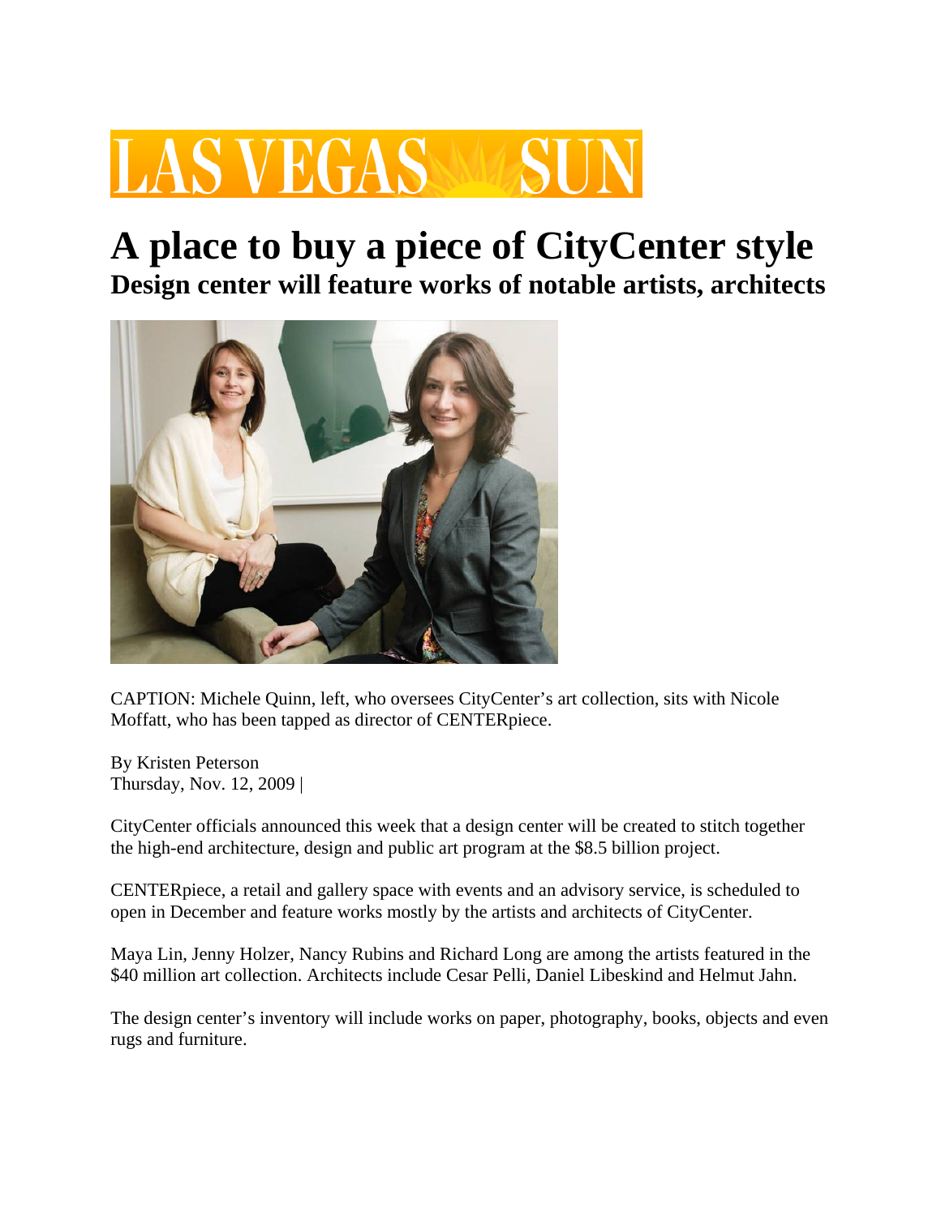LAS VEGAS SUN

# A place to buy a piece of CityCenter style

## Design center will feature works of notable artists, architects

CAPTION: Michele Quinn, left, who oversees CityCenter's art collection, sits with Nicole Moffatt, who has been tapped as director of CENTERpiece.

By Kristen Peterson
Thursday, Nov. 12, 2009 |

CityCenter officials announced this week that a design center will be created to stitch together the high-end architecture, design and public art program at the $8.5 billion project.

CENTERpiece, a retail and gallery space with events and an advisory service, is scheduled to open in December and feature works mostly by the artists and architects of CityCenter.

Maya Lin, Jenny Holzer, Nancy Rubins and Richard Long are among the artists featured in the $40 million art collection. Architects include Cesar Pelli, Daniel Libeskind and Helmut Jahn.

The design center's inventory will include works on paper, photography, books, objects and even rugs and furniture.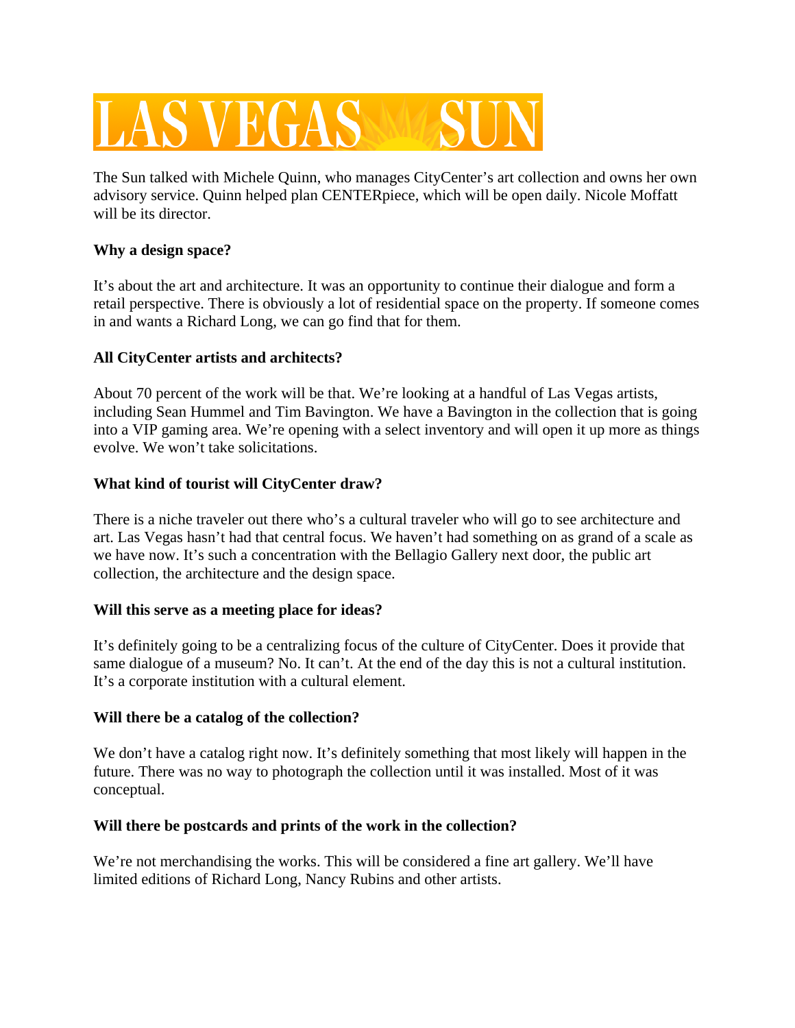# LAS VEGAS SUN

The Sun talked with Michele Quinn, who manages CityCenter's art collection and owns her own advisory service. Quinn helped plan CENTERpiece, which will be open daily. Nicole Moffatt will be its director.

**Why a design space?**

It's about the art and architecture. It was an opportunity to continue their dialogue and form a retail perspective. There is obviously a lot of residential space on the property. If someone comes in and wants a Richard Long, we can go find that for them.

**All CityCenter artists and architects?**

About 70 percent of the work will be that. We're looking at a handful of Las Vegas artists, including Sean Hummel and Tim Bavington. We have a Bavington in the collection that is going into a VIP gaming area. We're opening with a select inventory and will open it up more as things evolve. We won't take solicitations.

**What kind of tourist will CityCenter draw?**

There is a niche traveler out there who's a cultural traveler who will go to see architecture and art. Las Vegas hasn't had that central focus. We haven't had something on as grand of a scale as we have now. It's such a concentration with the Bellagio Gallery next door, the public art collection, the architecture and the design space.

**Will this serve as a meeting place for ideas?**

It's definitely going to be a centralizing focus of the culture of CityCenter. Does it provide that same dialogue of a museum? No. It can't. At the end of the day this is not a cultural institution. It's a corporate institution with a cultural element.

**Will there be a catalog of the collection?**

We don't have a catalog right now. It's definitely something that most likely will happen in the future. There was no way to photograph the collection until it was installed. Most of it was conceptual.

**Will there be postcards and prints of the work in the collection?**

We're not merchandising the works. This will be considered a fine art gallery. We'll have limited editions of Richard Long, Nancy Rubins and other artists.